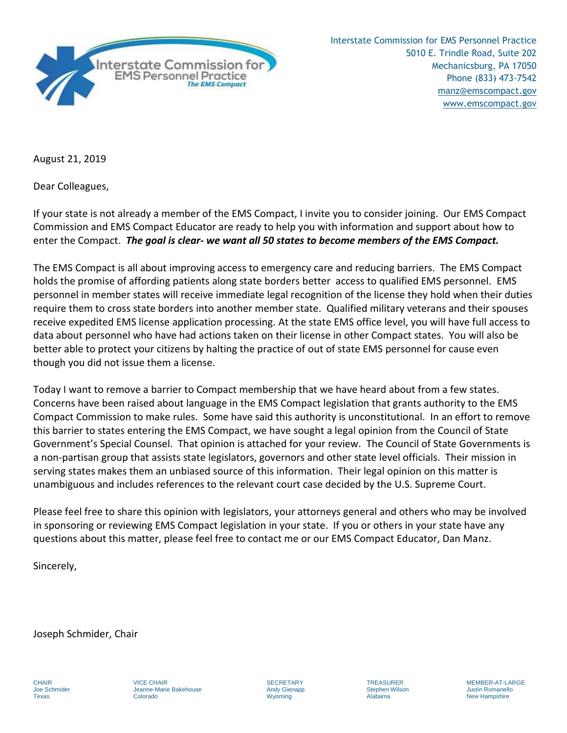Interstate Commission for EMS Personnel Practice
The EMS Compact

Interstate Commission for EMS Personnel Practice
5010 E. Trindle Road, Suite 202
Mechanicsburg, PA 17050
Phone (833) 473-7542
manz@emscompact.gov
www.emscompact.gov

August 21, 2019

Dear Colleagues,

If your state is not already a member of the EMS Compact, I invite you to consider joining. Our EMS Compact Commission and EMS Compact Educator are ready to help you with information and support about how to enter the Compact. ***The goal is clear- we want all 50 states to become members of the EMS Compact.***

The EMS Compact is all about improving access to emergency care and reducing barriers. The EMS Compact holds the promise of affording patients along state borders better access to qualified EMS personnel. EMS personnel in member states will receive immediate legal recognition of the license they hold when their duties require them to cross state borders into another member state. Qualified military veterans and their spouses receive expedited EMS license application processing. At the state EMS office level, you will have full access to data about personnel who have had actions taken on their license in other Compact states. You will also be better able to protect your citizens by halting the practice of out of state EMS personnel for cause even though you did not issue them a license.

Today I want to remove a barrier to Compact membership that we have heard about from a few states. Concerns have been raised about language in the EMS Compact legislation that grants authority to the EMS Compact Commission to make rules. Some have said this authority is unconstitutional. In an effort to remove this barrier to states entering the EMS Compact, we have sought a legal opinion from the Council of State Government's Special Counsel. That opinion is attached for your review. The Council of State Governments is a non-partisan group that assists state legislators, governors and other state level officials. Their mission in serving states makes them an unbiased source of this information. Their legal opinion on this matter is unambiguous and includes references to the relevant court case decided by the U.S. Supreme Court.

Please feel free to share this opinion with legislators, your attorneys general and others who may be involved in sponsoring or reviewing EMS Compact legislation in your state. If you or others in your state have any questions about this matter, please feel free to contact me or our EMS Compact Educator, Dan Manz.

Sincerely,

Joseph Schmider, Chair

| CHAIR | VICE CHAIR | SECRETARY | TREASURER | MEMBER-AT-LARGE |
|---|---|---|---|---|
| Joe Schmider | Jeanne-Marie Bakehouse | Andy Gienapp | Stephen Wilson | Justin Romanello |
| Texas | Colorado | Wyoming | Alabama | New Hampshire |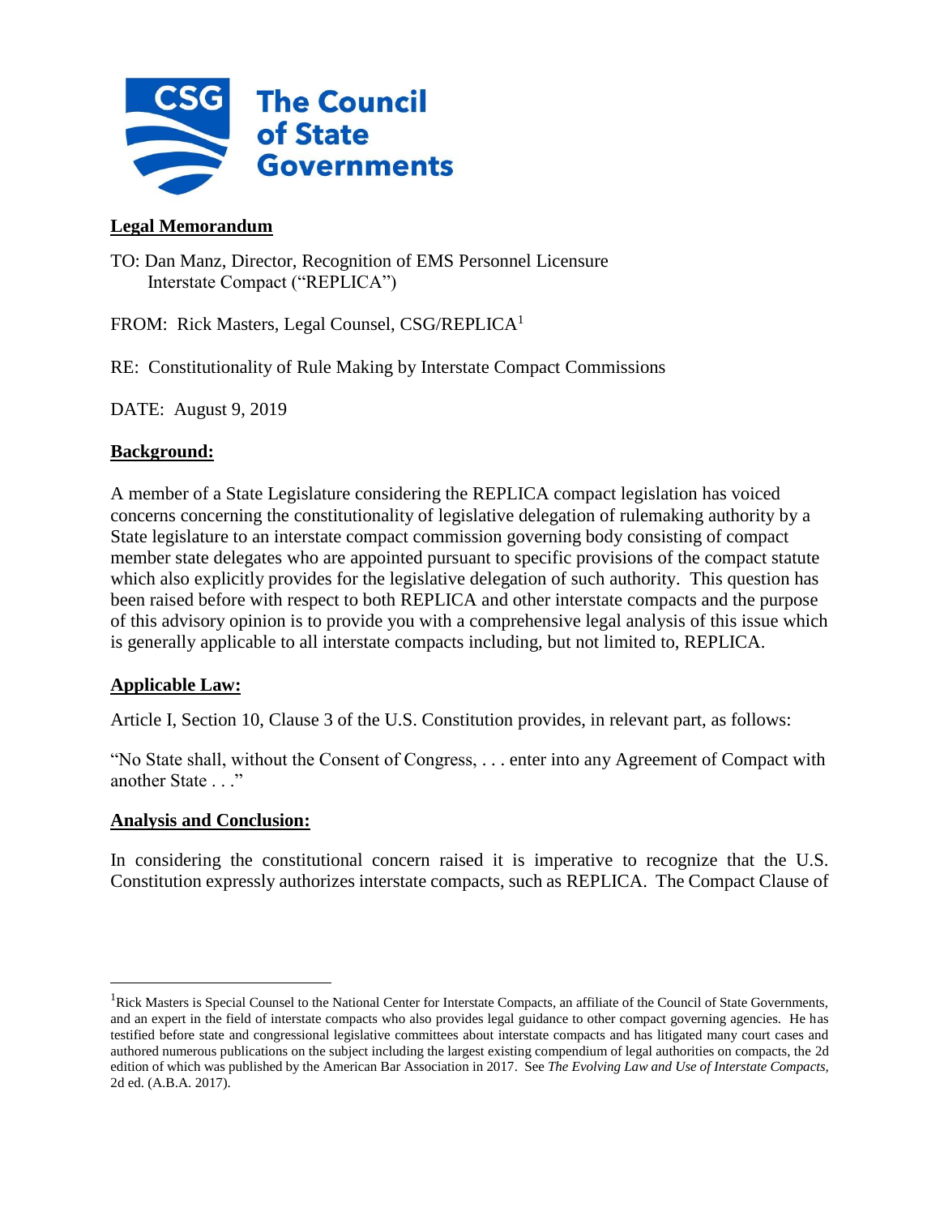![CSG The Council of State Governments](logo)

**Legal Memorandum**

TO: Dan Manz, Director, Recognition of EMS Personnel Licensure Interstate Compact ("REPLICA")

FROM: Rick Masters, Legal Counsel, CSG/REPLICA[1]

RE: Constitutionality of Rule Making by Interstate Compact Commissions

DATE: August 9, 2019

**Background:**

A member of a State Legislature considering the REPLICA compact legislation has voiced concerns concerning the constitutionality of legislative delegation of rulemaking authority by a State legislature to an interstate compact commission governing body consisting of compact member state delegates who are appointed pursuant to specific provisions of the compact statute which also explicitly provides for the legislative delegation of such authority. This question has been raised before with respect to both REPLICA and other interstate compacts and the purpose of this advisory opinion is to provide you with a comprehensive legal analysis of this issue which is generally applicable to all interstate compacts including, but not limited to, REPLICA.

**Applicable Law:**

Article I, Section 10, Clause 3 of the U.S. Constitution provides, in relevant part, as follows:

"No State shall, without the Consent of Congress, . . . enter into any Agreement of Compact with another State . . ."

**Analysis and Conclusion:**

In considering the constitutional concern raised it is imperative to recognize that the U.S. Constitution expressly authorizes interstate compacts, such as REPLICA. The Compact Clause of

---

[1] Rick Masters is Special Counsel to the National Center for Interstate Compacts, an affiliate of the Council of State Governments, and an expert in the field of interstate compacts who also provides legal guidance to other compact governing agencies. He has testified before state and congressional legislative committees about interstate compacts and has litigated many court cases and authored numerous publications on the subject including the largest existing compendium of legal authorities on compacts, the 2d edition of which was published by the American Bar Association in 2017. See *The Evolving Law and Use of Interstate Compacts,* 2d ed. (A.B.A. 2017).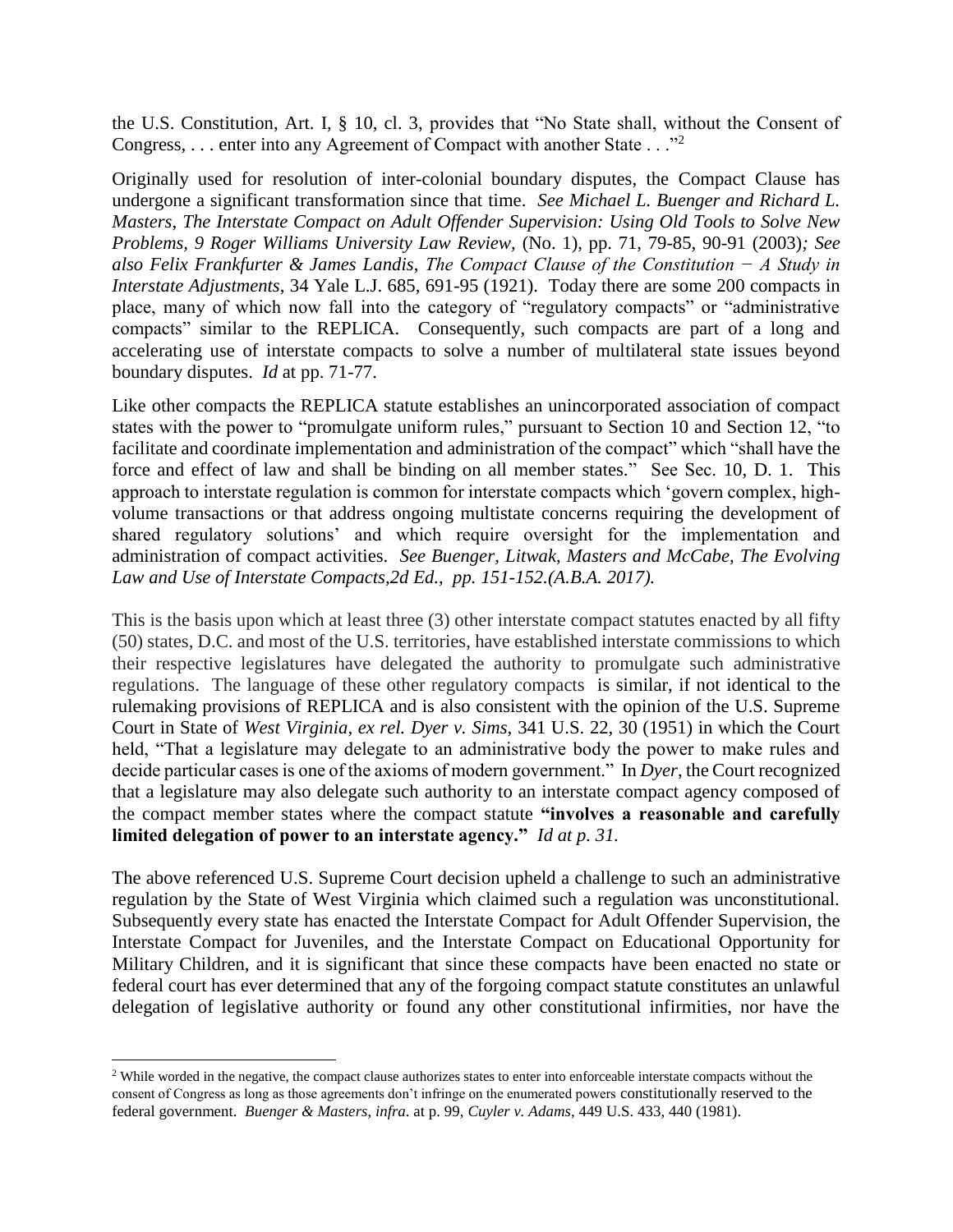the U.S. Constitution, Art. I, § 10, cl. 3, provides that "No State shall, without the Consent of Congress, . . . enter into any Agreement of Compact with another State . . ."[2]

Originally used for resolution of inter-colonial boundary disputes, the Compact Clause has undergone a significant transformation since that time. *See Michael L. Buenger and Richard L. Masters*, *The Interstate Compact on Adult Offender Supervision: Using Old Tools to Solve New Problems, 9 Roger Williams University Law Review,* (No. 1), pp. 71, 79-85, 90-91 (2003)*; See also Felix Frankfurter & James Landis*, *The Compact Clause of the Constitution − A Study in Interstate Adjustments*, 34 Yale L.J. 685, 691-95 (1921). Today there are some 200 compacts in place, many of which now fall into the category of "regulatory compacts" or "administrative compacts" similar to the REPLICA. Consequently, such compacts are part of a long and accelerating use of interstate compacts to solve a number of multilateral state issues beyond boundary disputes. *Id* at pp. 71-77.

Like other compacts the REPLICA statute establishes an unincorporated association of compact states with the power to "promulgate uniform rules," pursuant to Section 10 and Section 12, "to facilitate and coordinate implementation and administration of the compact" which "shall have the force and effect of law and shall be binding on all member states." See Sec. 10, D. 1. This approach to interstate regulation is common for interstate compacts which 'govern complex, high-volume transactions or that address ongoing multistate concerns requiring the development of shared regulatory solutions' and which require oversight for the implementation and administration of compact activities. *See Buenger, Litwak, Masters and McCabe, The Evolving Law and Use of Interstate Compacts,2d Ed., pp. 151-152.(A.B.A. 2017).*

This is the basis upon which at least three (3) other interstate compact statutes enacted by all fifty (50) states, D.C. and most of the U.S. territories, have established interstate commissions to which their respective legislatures have delegated the authority to promulgate such administrative regulations. The language of these other regulatory compacts is similar, if not identical to the rulemaking provisions of REPLICA and is also consistent with the opinion of the U.S. Supreme Court in State of *West Virginia, ex rel. Dyer v. Sims*, 341 U.S. 22, 30 (1951) in which the Court held, "That a legislature may delegate to an administrative body the power to make rules and decide particular cases is one of the axioms of modern government." In *Dyer*, the Court recognized that a legislature may also delegate such authority to an interstate compact agency composed of the compact member states where the compact statute **"involves a reasonable and carefully limited delegation of power to an interstate agency."** *Id at p. 31.*

The above referenced U.S. Supreme Court decision upheld a challenge to such an administrative regulation by the State of West Virginia which claimed such a regulation was unconstitutional. Subsequently every state has enacted the Interstate Compact for Adult Offender Supervision, the Interstate Compact for Juveniles, and the Interstate Compact on Educational Opportunity for Military Children, and it is significant that since these compacts have been enacted no state or federal court has ever determined that any of the forgoing compact statute constitutes an unlawful delegation of legislative authority or found any other constitutional infirmities, nor have the

[2] While worded in the negative, the compact clause authorizes states to enter into enforceable interstate compacts without the consent of Congress as long as those agreements don't infringe on the enumerated powers constitutionally reserved to the federal government. *Buenger & Masters*, *infra*. at p. 99, *Cuyler v. Adams*, 449 U.S. 433, 440 (1981).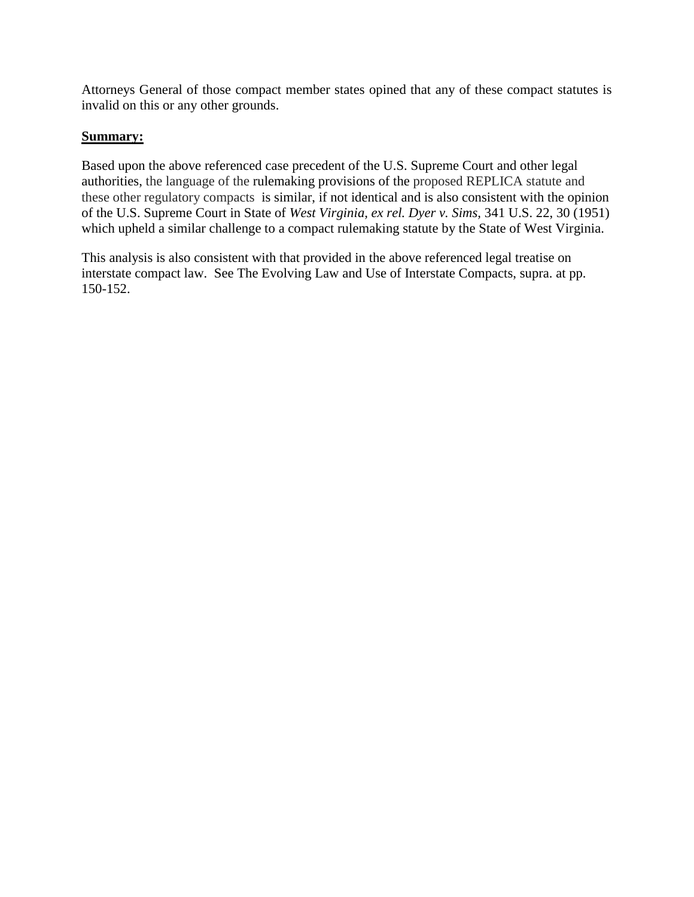Attorneys General of those compact member states opined that any of these compact statutes is invalid on this or any other grounds.

**Summary:**

Based upon the above referenced case precedent of the U.S. Supreme Court and other legal authorities, the language of the rulemaking provisions of the proposed REPLICA statute and these other regulatory compacts is similar, if not identical and is also consistent with the opinion of the U.S. Supreme Court in State of *West Virginia, ex rel. Dyer v. Sims,* 341 U.S. 22, 30 (1951) which upheld a similar challenge to a compact rulemaking statute by the State of West Virginia.

This analysis is also consistent with that provided in the above referenced legal treatise on interstate compact law. See The Evolving Law and Use of Interstate Compacts, supra. at pp. 150-152.